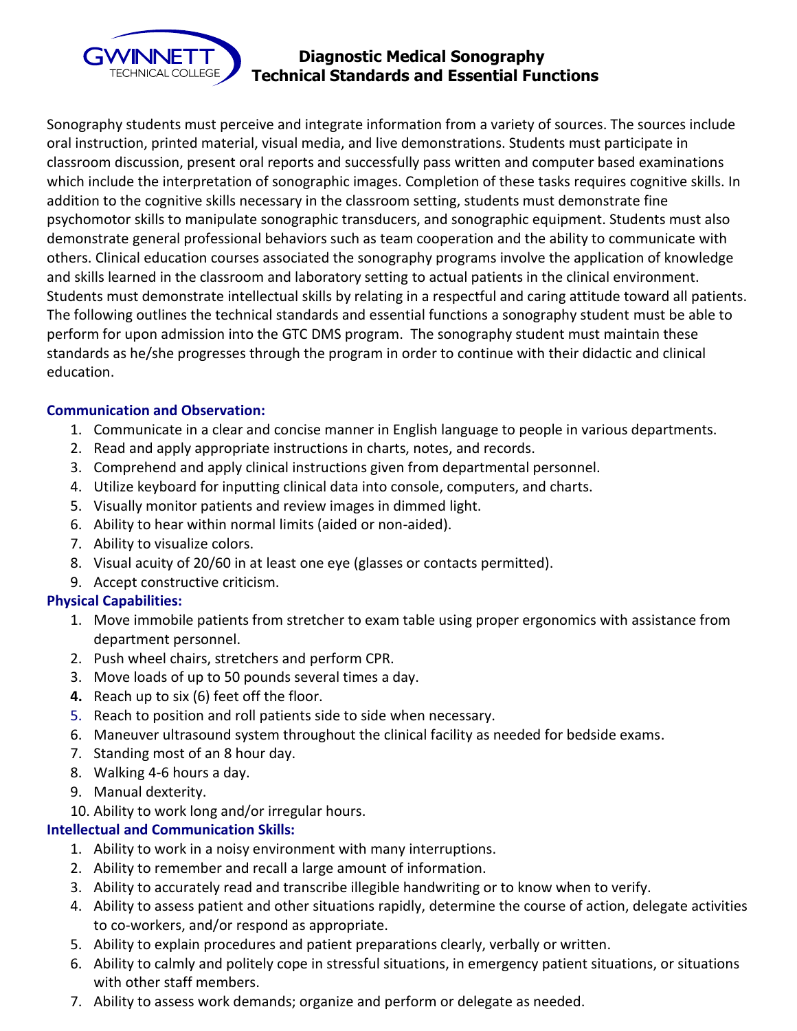# Diagnostic Medical Sonography Technical Standards and Essential Functions

Sonography students must perceive and integrate information from a variety of sources. The sources include oral instruction, printed material, visual media, and live demonstrations. Students must participate in classroom discussion, present oral reports and successfully pass written and computer based examinations which include the interpretation of sonographic images. Completion of these tasks requires cognitive skills. In addition to the cognitive skills necessary in the classroom setting, students must demonstrate fine psychomotor skills to manipulate sonographic transducers, and sonographic equipment. Students must also demonstrate general professional behaviors such as team cooperation and the ability to communicate with others. Clinical education courses associated the sonography programs involve the application of knowledge and skills learned in the classroom and laboratory setting to actual patients in the clinical environment. Students must demonstrate intellectual skills by relating in a respectful and caring attitude toward all patients. The following outlines the technical standards and essential functions a sonography student must be able to perform for upon admission into the GTC DMS program. The sonography student must maintain these standards as he/she progresses through the program in order to continue with their didactic and clinical education.

**Communication and Observation:**

1. Communicate in a clear and concise manner in English language to people in various departments.
2. Read and apply appropriate instructions in charts, notes, and records.
3. Comprehend and apply clinical instructions given from departmental personnel.
4. Utilize keyboard for inputting clinical data into console, computers, and charts.
5. Visually monitor patients and review images in dimmed light.
6. Ability to hear within normal limits (aided or non-aided).
7. Ability to visualize colors.
8. Visual acuity of 20/60 in at least one eye (glasses or contacts permitted).
9. Accept constructive criticism.

**Physical Capabilities:**

1. Move immobile patients from stretcher to exam table using proper ergonomics with assistance from department personnel.
2. Push wheel chairs, stretchers and perform CPR.
3. Move loads of up to 50 pounds several times a day.
4. Reach up to six (6) feet off the floor.
5. Reach to position and roll patients side to side when necessary.
6. Maneuver ultrasound system throughout the clinical facility as needed for bedside exams.
7. Standing most of an 8 hour day.
8. Walking 4-6 hours a day.
9. Manual dexterity.
10. Ability to work long and/or irregular hours.

**Intellectual and Communication Skills:**

1. Ability to work in a noisy environment with many interruptions.
2. Ability to remember and recall a large amount of information.
3. Ability to accurately read and transcribe illegible handwriting or to know when to verify.
4. Ability to assess patient and other situations rapidly, determine the course of action, delegate activities to co-workers, and/or respond as appropriate.
5. Ability to explain procedures and patient preparations clearly, verbally or written.
6. Ability to calmly and politely cope in stressful situations, in emergency patient situations, or situations with other staff members.
7. Ability to assess work demands; organize and perform or delegate as needed.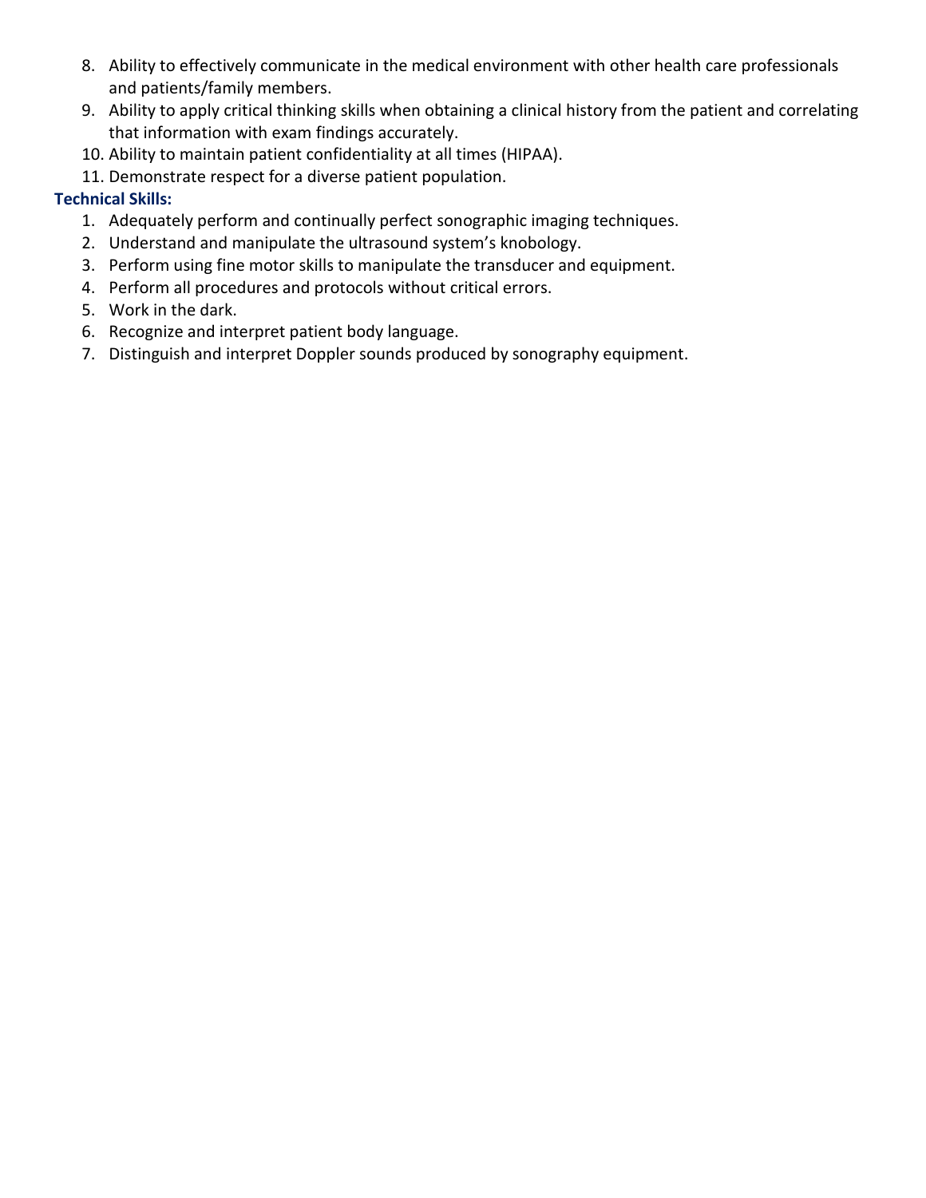8. Ability to effectively communicate in the medical environment with other health care professionals and patients/family members.
9. Ability to apply critical thinking skills when obtaining a clinical history from the patient and correlating that information with exam findings accurately.
10. Ability to maintain patient confidentiality at all times (HIPAA).
11. Demonstrate respect for a diverse patient population.

**Technical Skills:**

1. Adequately perform and continually perfect sonographic imaging techniques.
2. Understand and manipulate the ultrasound system's knobology.
3. Perform using fine motor skills to manipulate the transducer and equipment.
4. Perform all procedures and protocols without critical errors.
5. Work in the dark.
6. Recognize and interpret patient body language.
7. Distinguish and interpret Doppler sounds produced by sonography equipment.